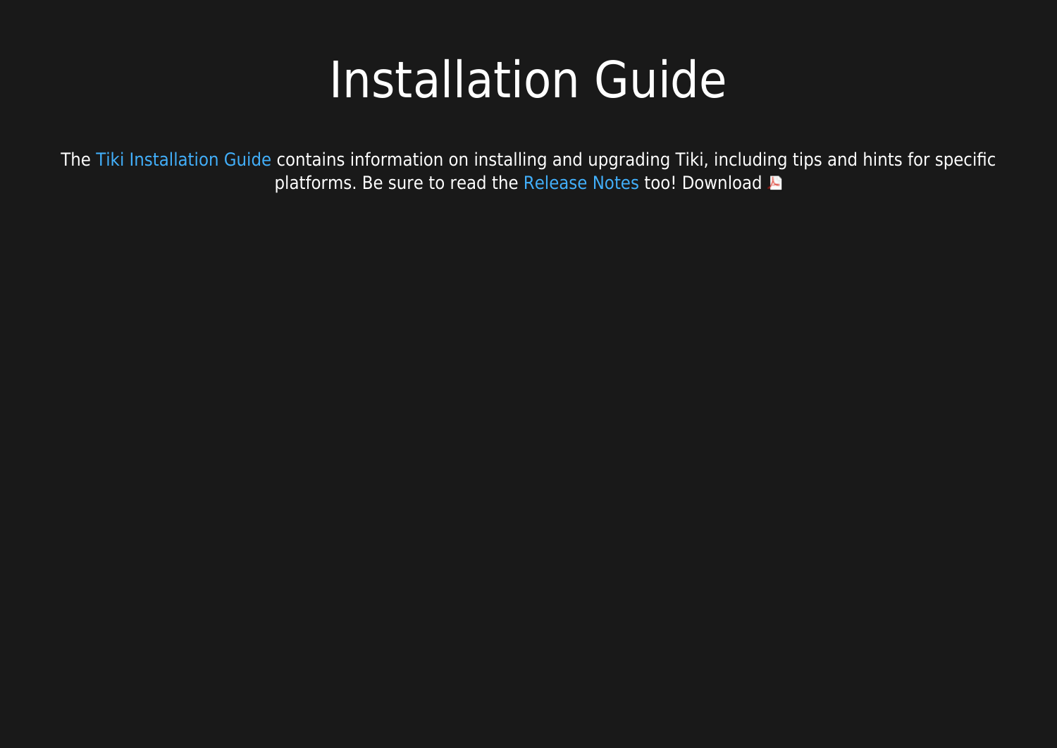# Installation Guide

The Tiki Installation Guide contains information on installing and upgrading Tiki, including tips and hints for specific platforms. Be sure to read the Release Notes too! Download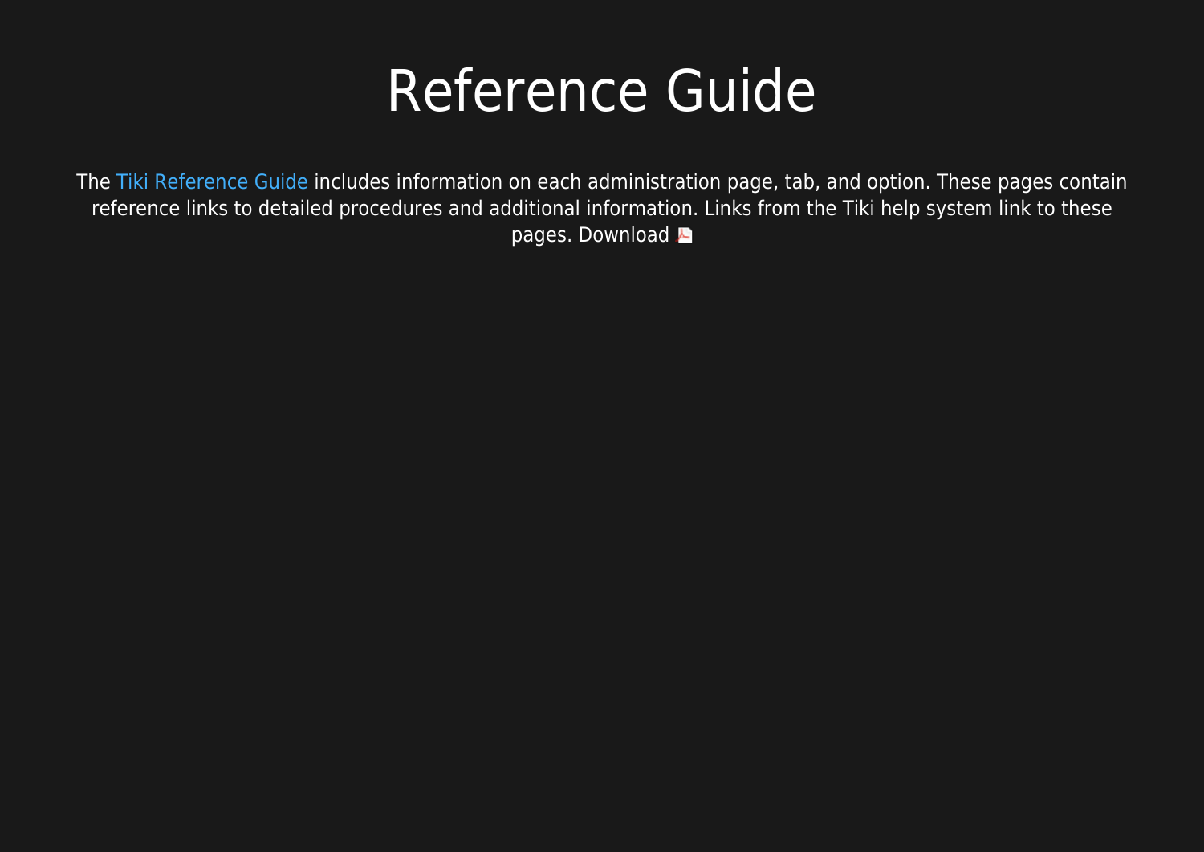# Reference Guide

The Tiki Reference Guide includes information on each administration page, tab, and option. These pages contain reference links to detailed procedures and additional information. Links from the Tiki help system link to these pages. Download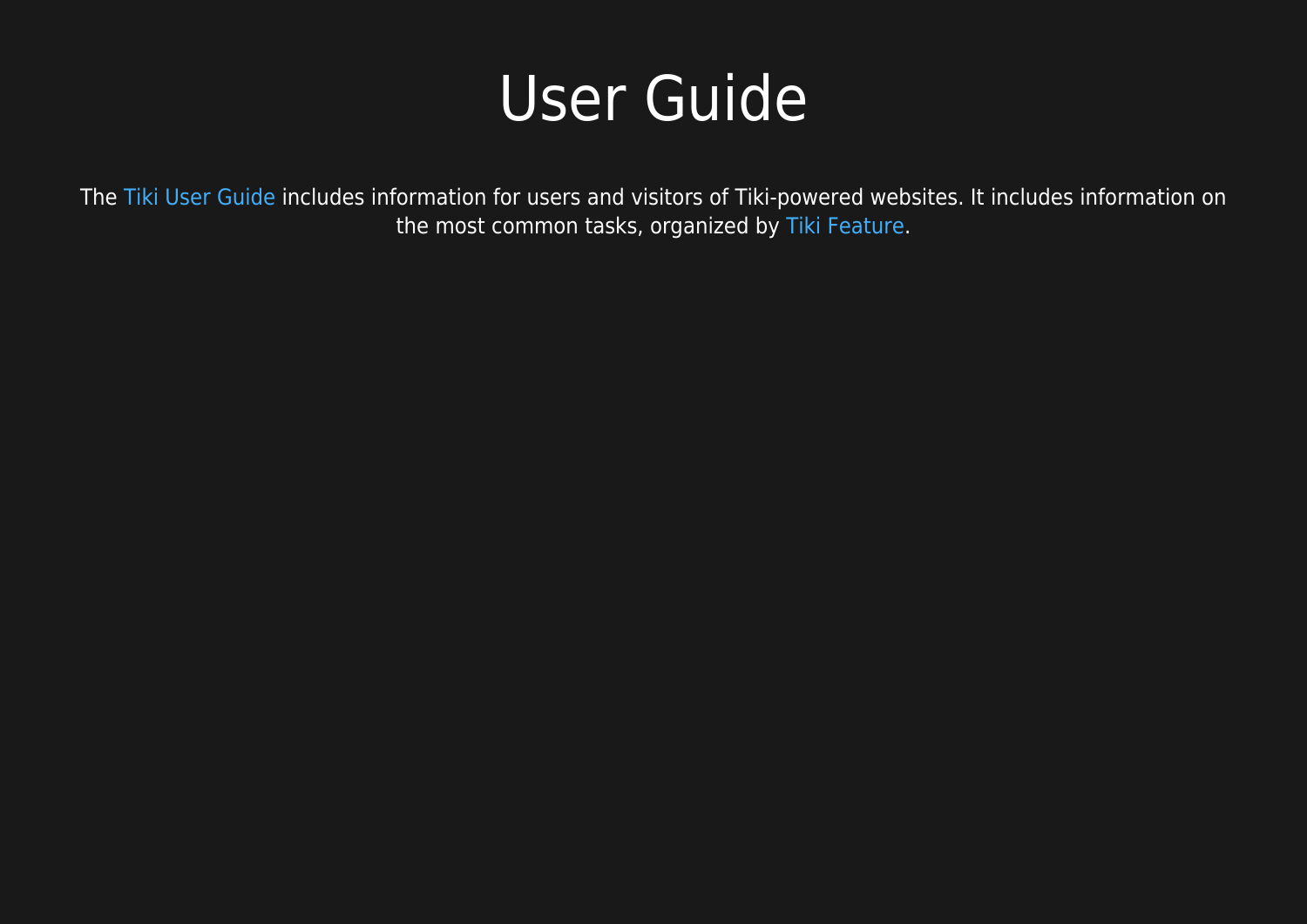# User Guide

The Tiki User Guide includes information for users and visitors of Tiki-powered websites. It includes information on the most common tasks, organized by Tiki Feature.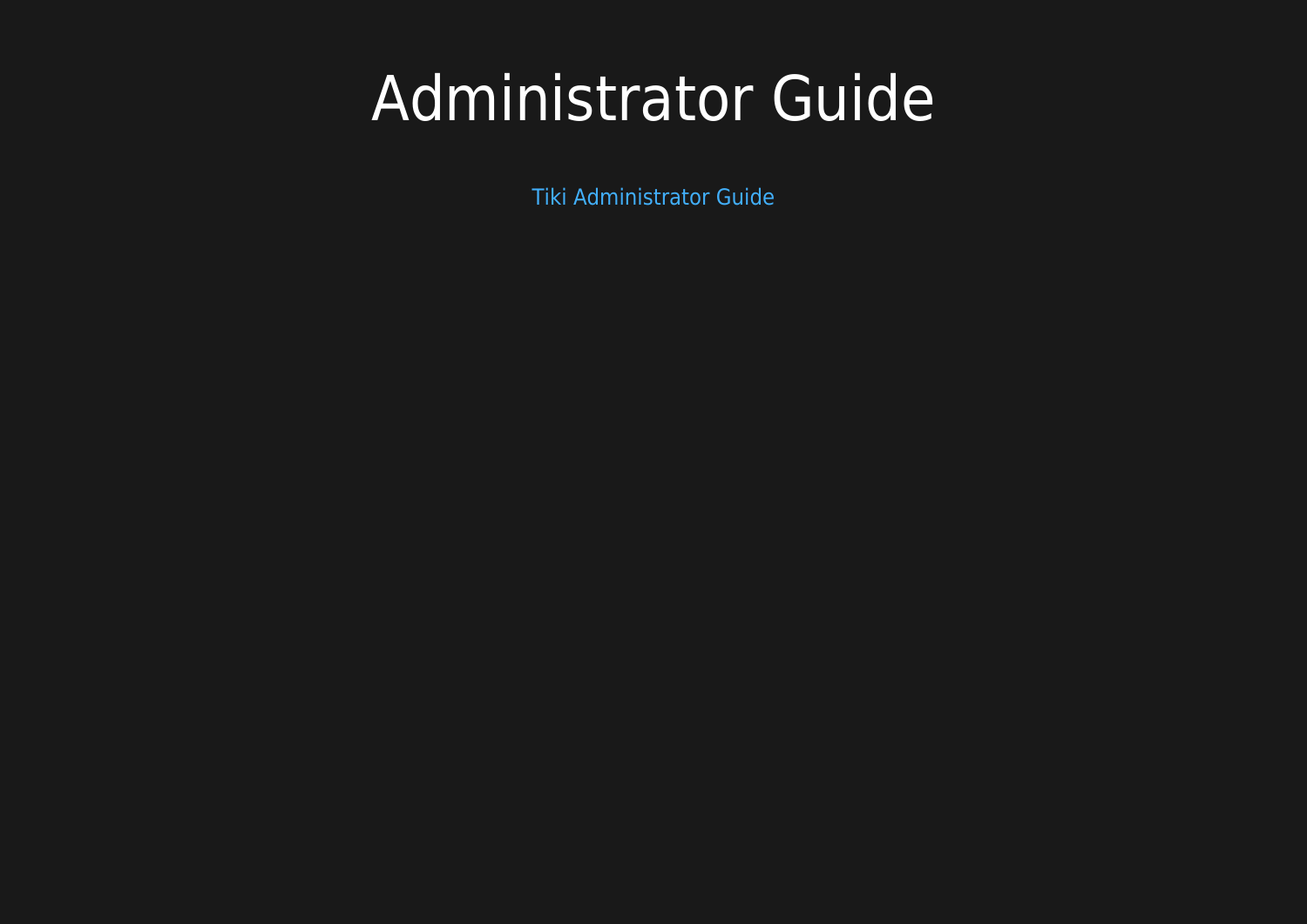# Administrator Guide

Tiki Administrator Guide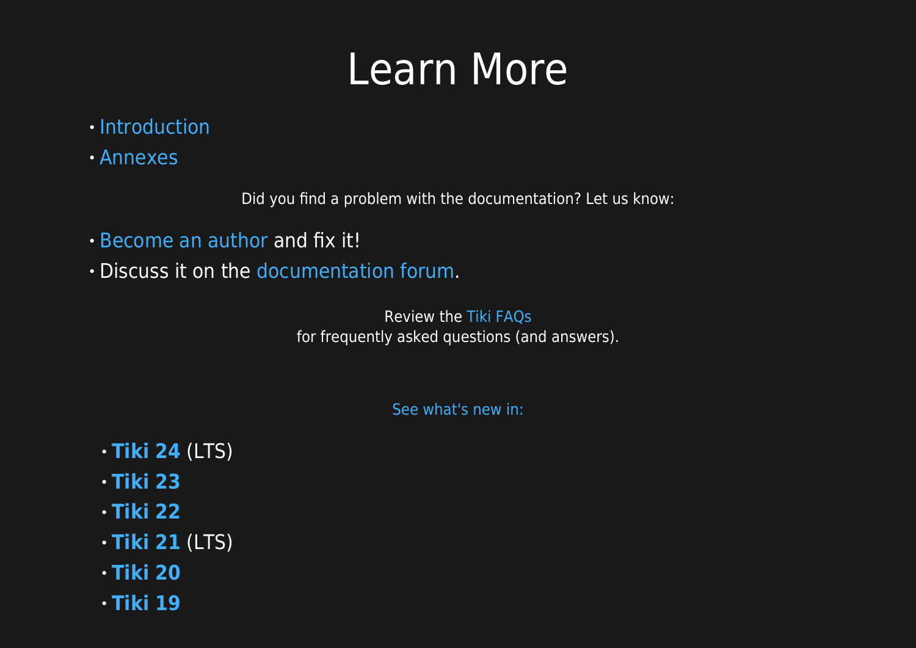# Learn More

- Introduction
- Annexes

Did you find a problem with the documentation? Let us know:

- Become an author and fix it!
- Discuss it on the documentation forum.

Review the Tiki FAQs
for frequently asked questions (and answers).

See what's new in:

- **Tiki 24** (LTS)
- **Tiki 23**
- **Tiki 22**
- **Tiki 21** (LTS)
- **Tiki 20**
- **Tiki 19**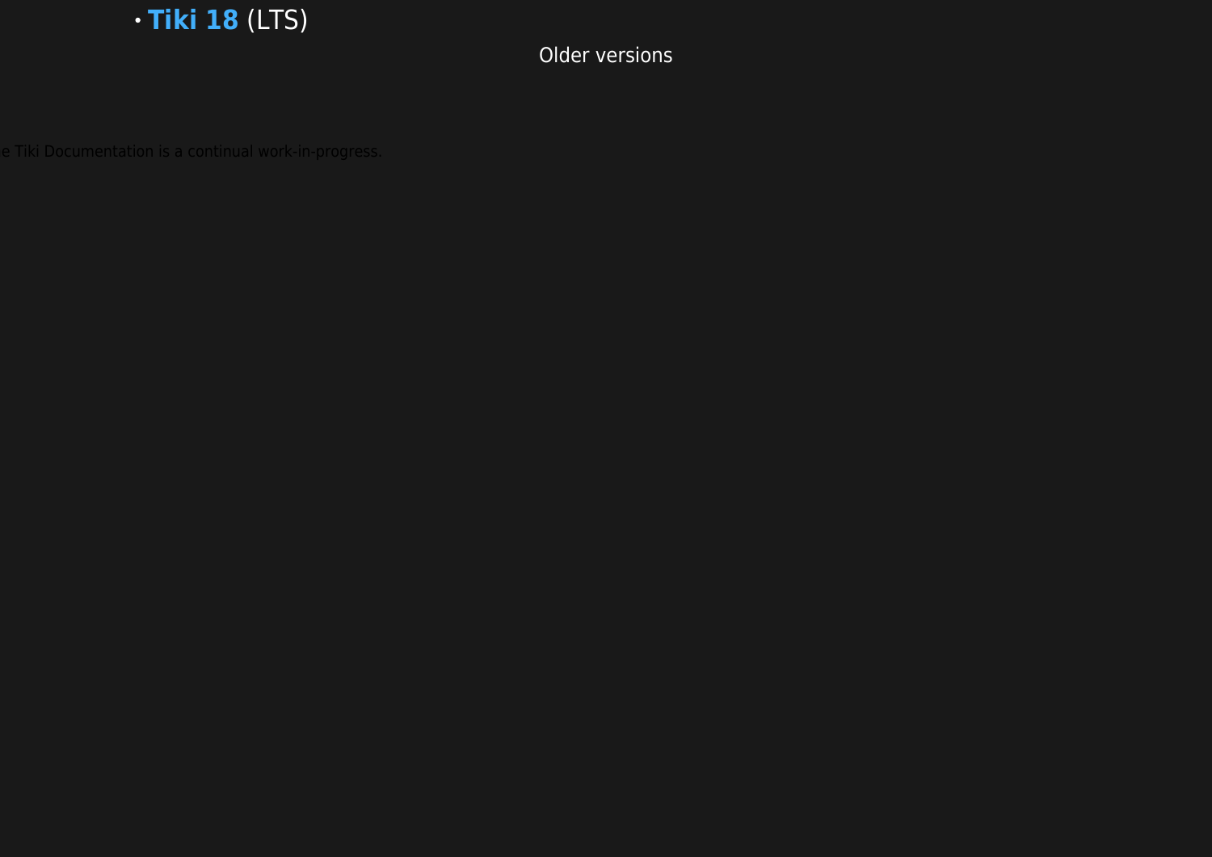- **Tiki 18** (LTS)

Older versions

e Tiki Documentation is a continual work-in-progress.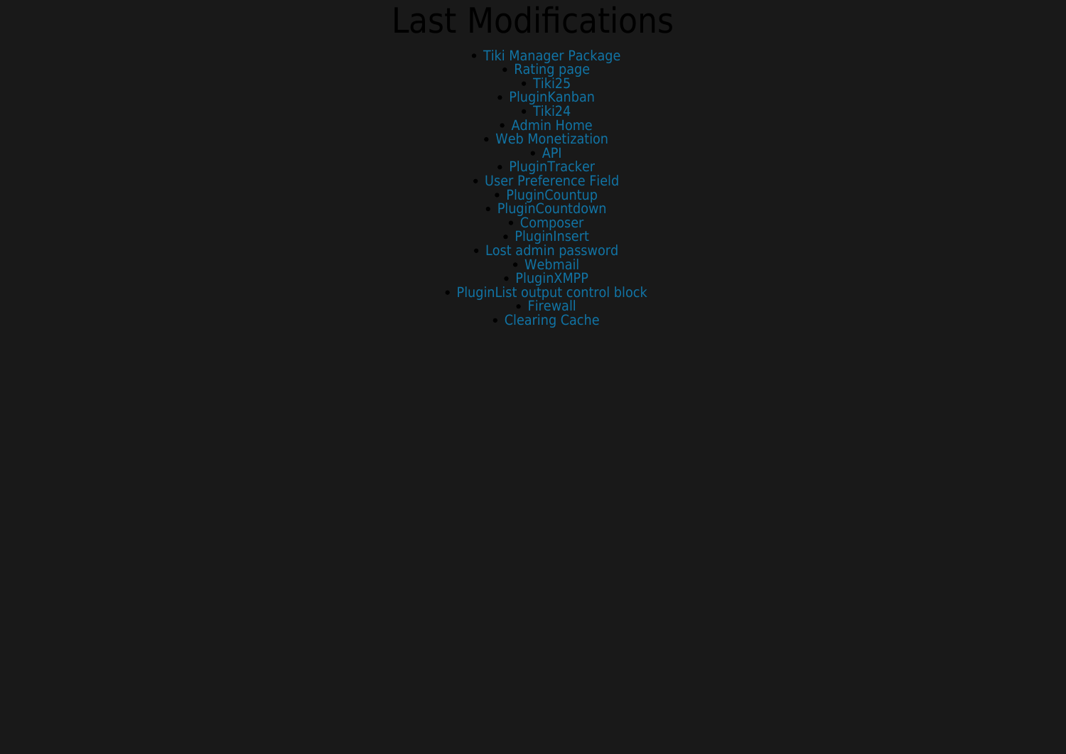# Last Modifications

- Tiki Manager Package
- Rating page
- Tiki25
- PluginKanban
- Tiki24
- Admin Home
- Web Monetization
- API
- PluginTracker
- User Preference Field
- PluginCountup
- PluginCountdown
- Composer
- PluginInsert
- Lost admin password
- Webmail
- PluginXMPP
- PluginList output control block
- Firewall
- Clearing Cache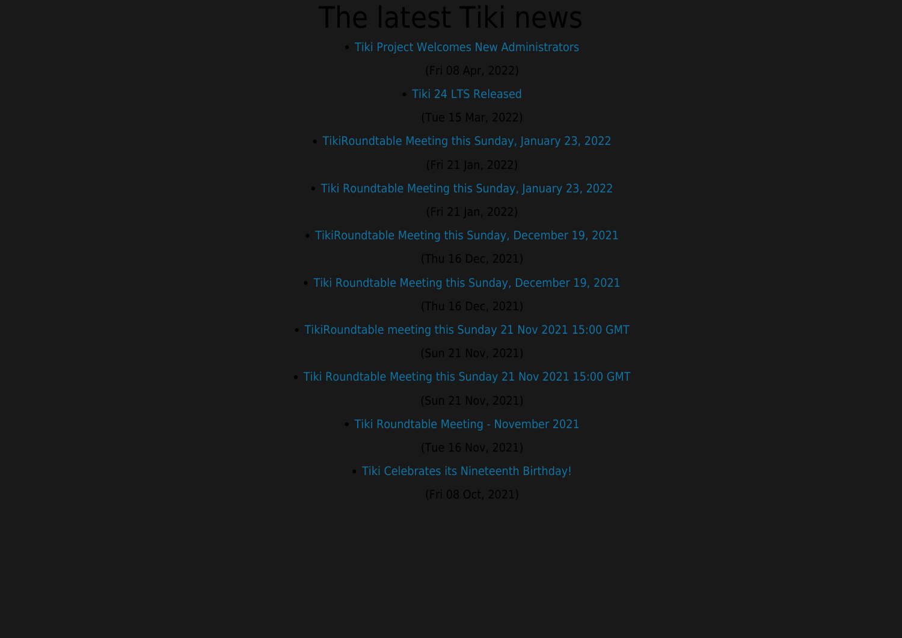# The latest Tiki news

- Tiki Project Welcomes New Administrators

  (Fri 08 Apr, 2022)

- Tiki 24 LTS Released

  (Tue 15 Mar, 2022)

- TikiRoundtable Meeting this Sunday, January 23, 2022

  (Fri 21 Jan, 2022)

- Tiki Roundtable Meeting this Sunday, January 23, 2022

  (Fri 21 Jan, 2022)

- TikiRoundtable Meeting this Sunday, December 19, 2021

  (Thu 16 Dec, 2021)

- Tiki Roundtable Meeting this Sunday, December 19, 2021

  (Thu 16 Dec, 2021)

- TikiRoundtable meeting this Sunday 21 Nov 2021 15:00 GMT

  (Sun 21 Nov, 2021)

- Tiki Roundtable Meeting this Sunday 21 Nov 2021 15:00 GMT

  (Sun 21 Nov, 2021)

- Tiki Roundtable Meeting - November 2021

  (Tue 16 Nov, 2021)

- Tiki Celebrates its Nineteenth Birthday!

  (Fri 08 Oct, 2021)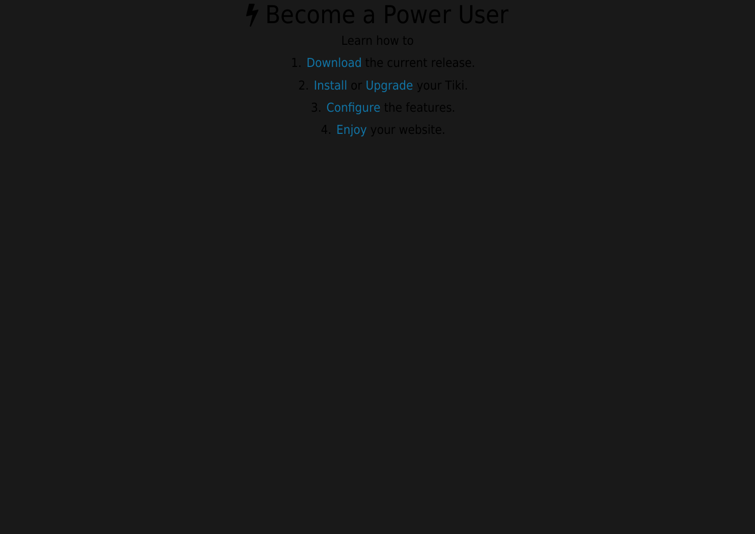# ⚡ Become a Power User

Learn how to

1. Download the current release.
2. Install or Upgrade your Tiki.
3. Configure the features.
4. Enjoy your website.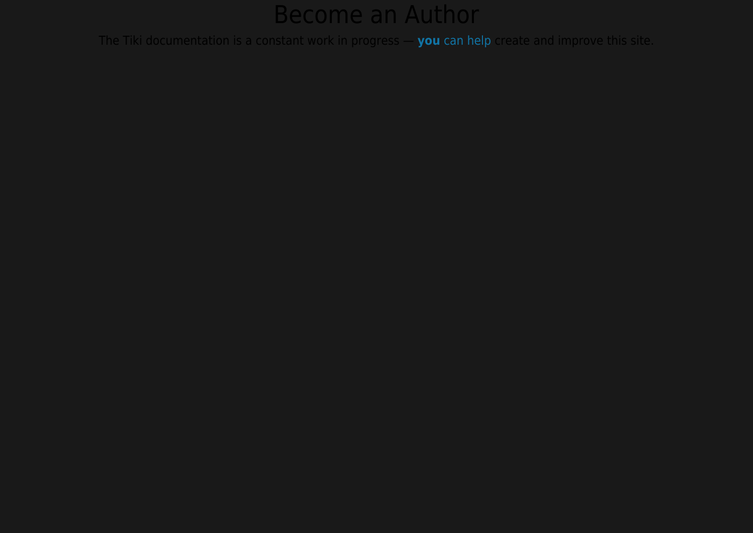# Become an Author

The Tiki documentation is a constant work in progress — **you** can help create and improve this site.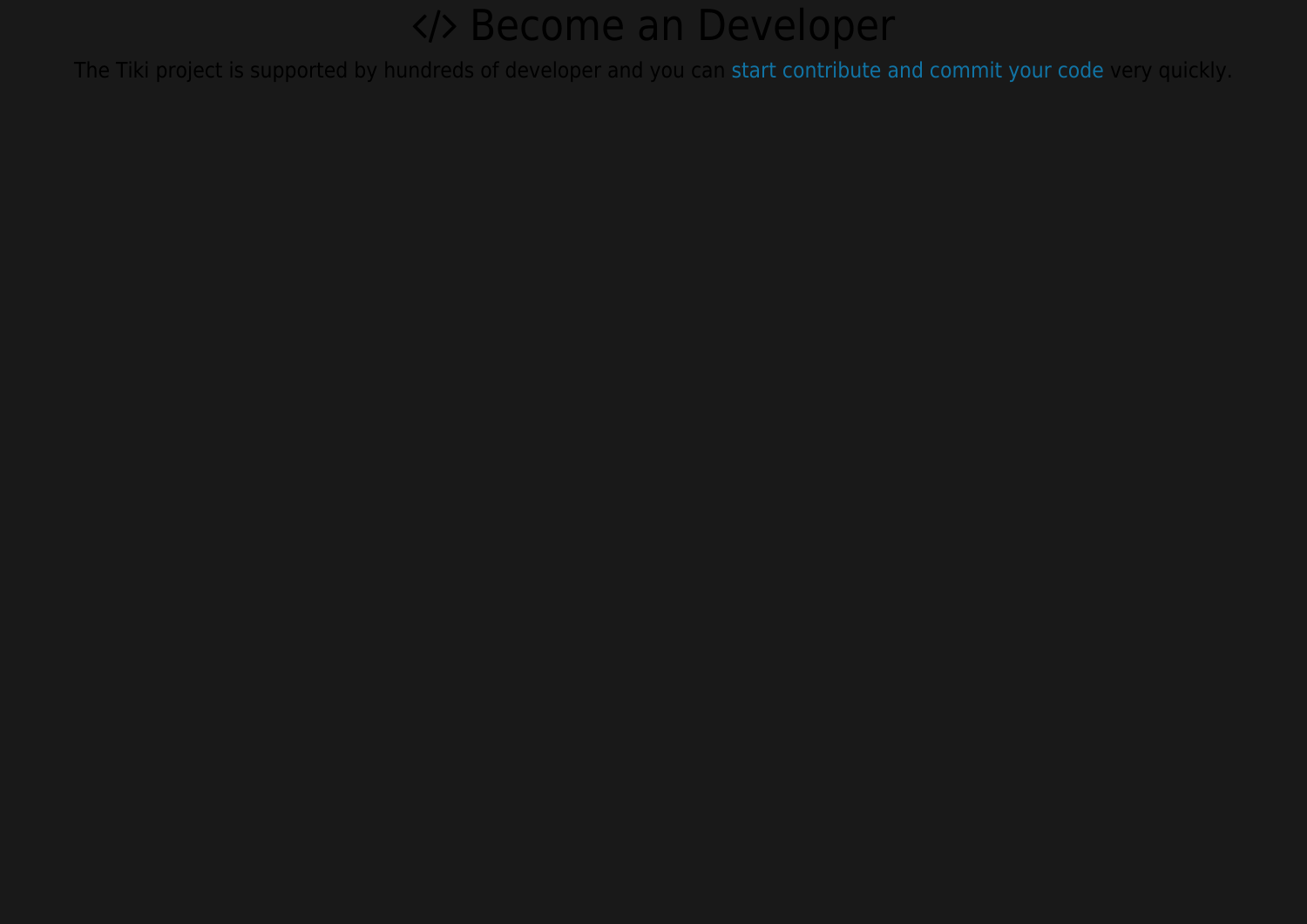# </> Become an Developer

The Tiki project is supported by hundreds of developer and you can start contribute and commit your code very quickly.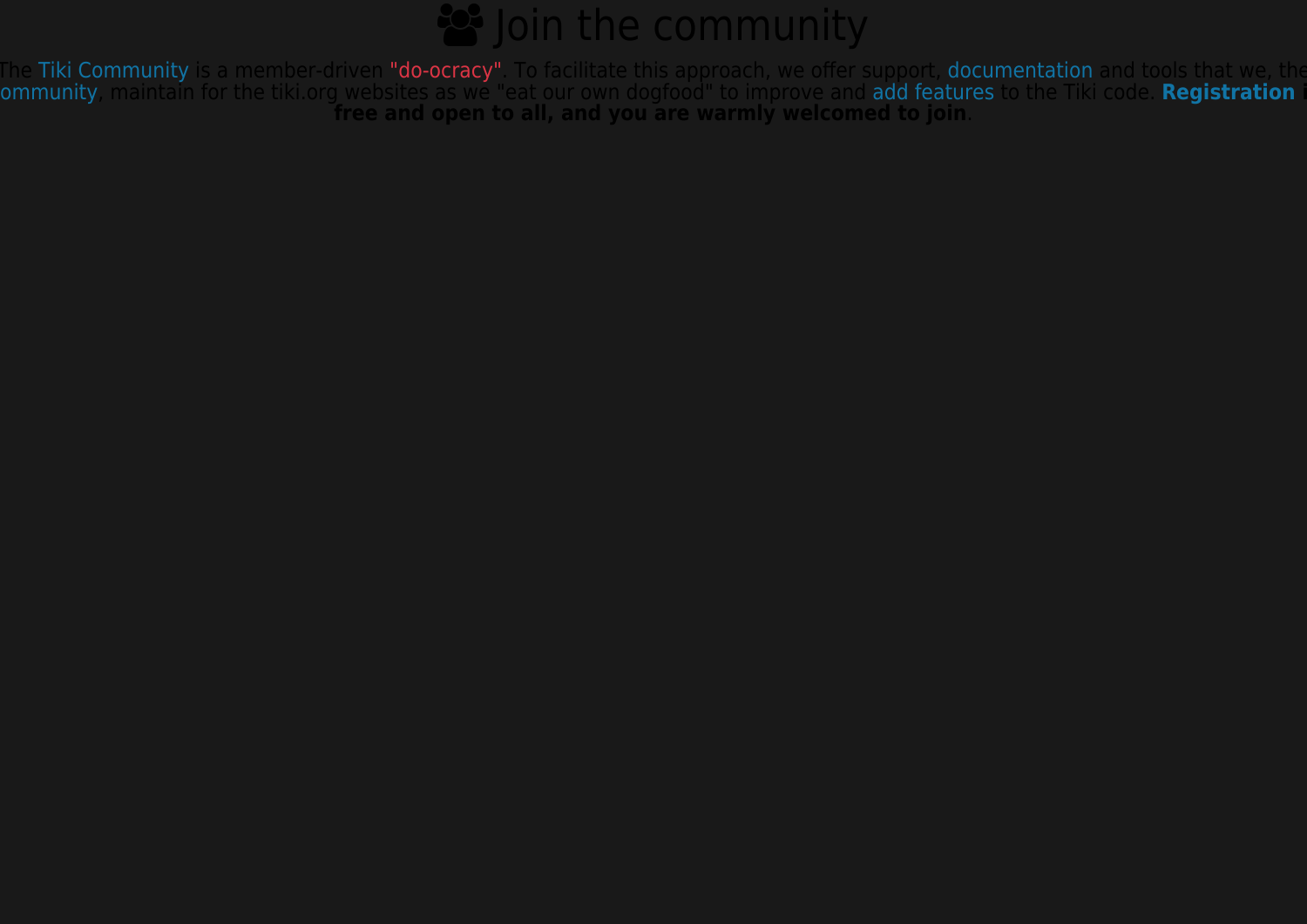# Join the community

The Tiki Community is a member-driven "do-ocracy". To facilitate this approach, we offer support, documentation and tools that we, the community, maintain for the tiki.org websites as we "eat our own dogfood" to improve and add features to the Tiki code. **Registration is free and open to all, and you are warmly welcomed to join**.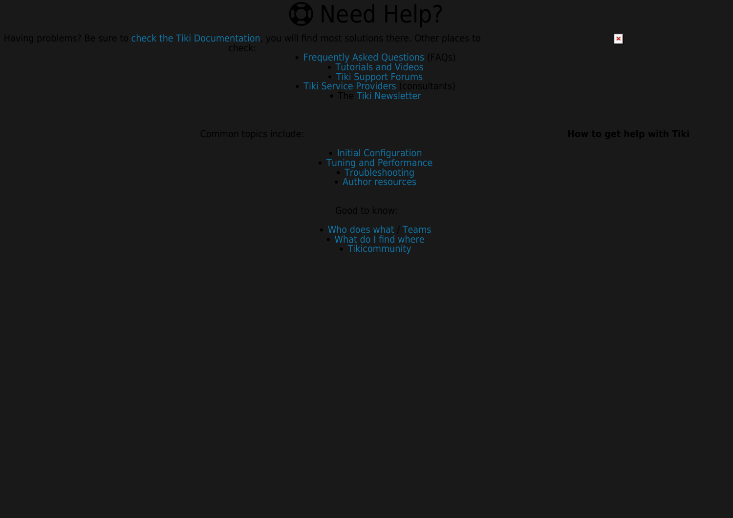# Need Help?

Having problems? Be sure to check the Tiki Documentation, you will find most solutions there. Other places to check:

- Frequently Asked Questions (FAQs)
- Tutorials and Videos
- Tiki Support Forums
- Tiki Service Providers (consultants)
- The Tiki Newsletter

**How to get help with Tiki**

Common topics include:

- Initial Configuration
- Tuning and Performance
- Troubleshooting
- Author resources

Good to know:

- Who does what / Teams
- What do I find where
- Tikicommunity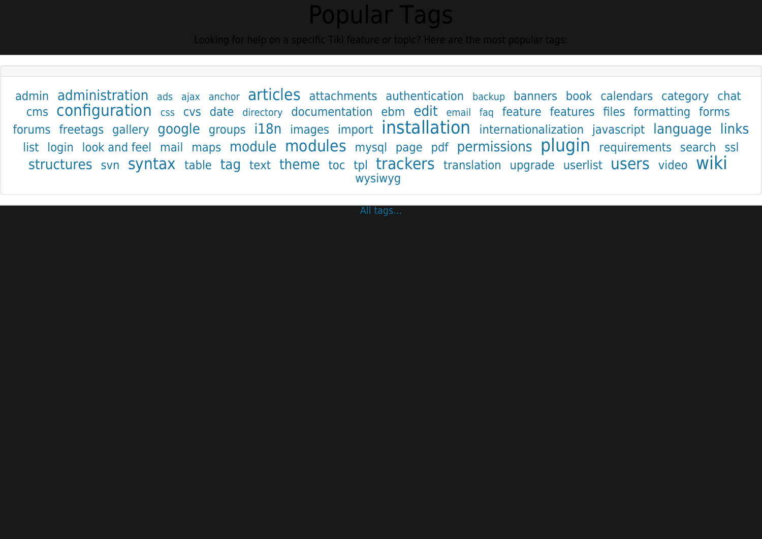# Popular Tags

Looking for help on a specific Tiki feature or topic? Here are the most popular tags:

admin administration ads ajax anchor articles attachments authentication backup banners book calendars category chat cms configuration css cvs date directory documentation ebm edit email faq feature features files formatting forms forums freetags gallery google groups i18n images import installation internationalization javascript language links list login look and feel mail maps module modules mysql page pdf permissions plugin requirements search ssl structures svn syntax table tag text theme toc tpl trackers translation upgrade userlist users video wiki wysiwyg

All tags...